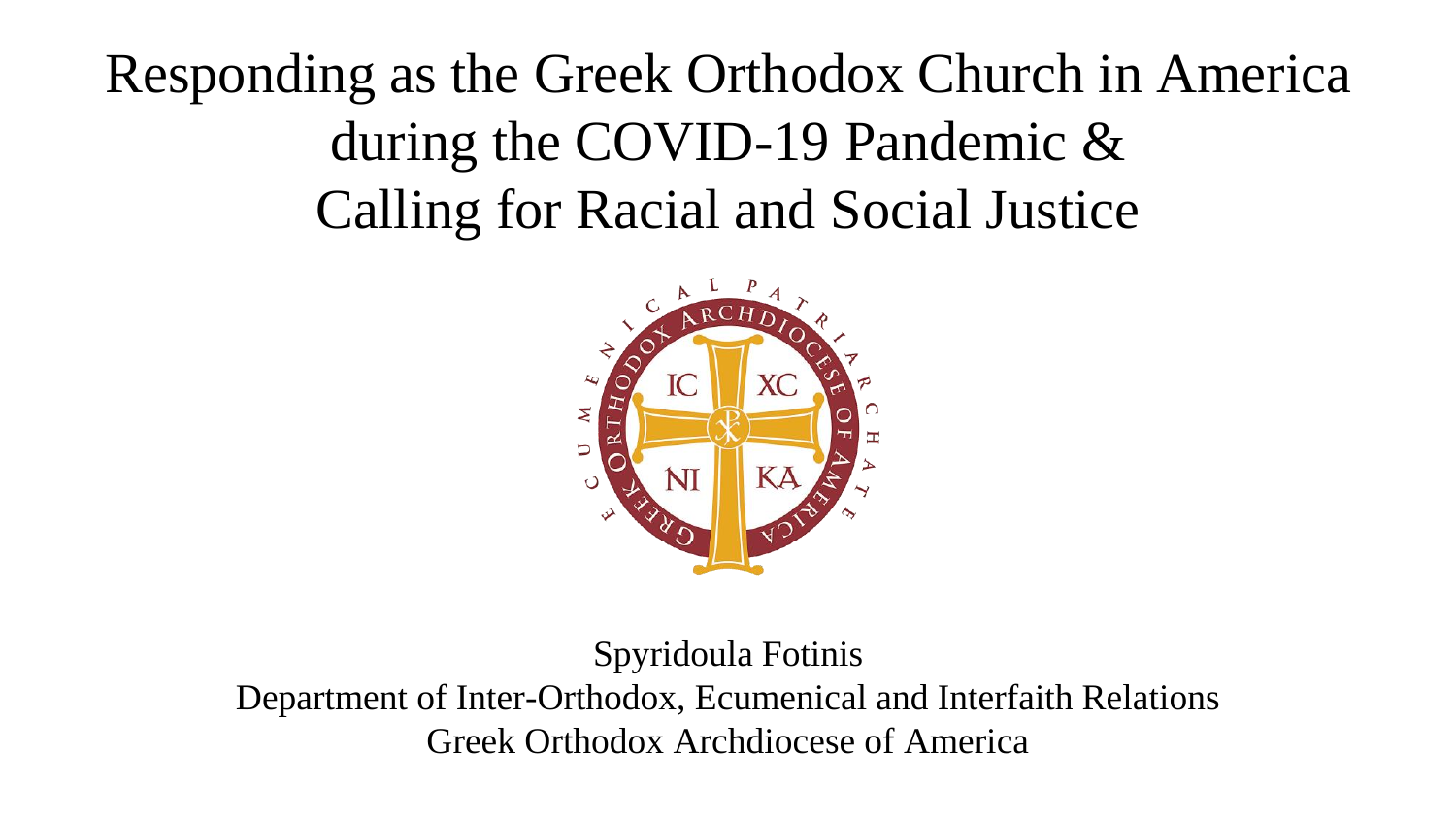# Responding as the Greek Orthodox Church in America during the COVID-19 Pandemic & Calling for Racial and Social Justice

Spyridoula Fotinis
Department of Inter-Orthodox, Ecumenical and Interfaith Relations
Greek Orthodox Archdiocese of America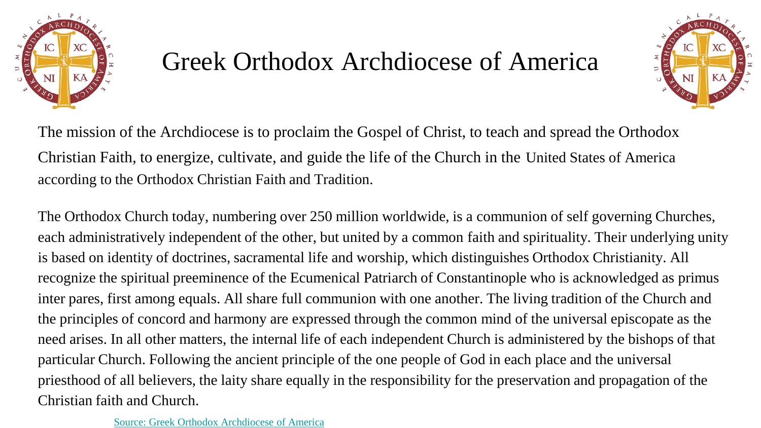# Greek Orthodox Archdiocese of America

The mission of the Archdiocese is to proclaim the Gospel of Christ, to teach and spread the Orthodox Christian Faith, to energize, cultivate, and guide the life of the Church in the United States of America according to the Orthodox Christian Faith and Tradition.

The Orthodox Church today, numbering over 250 million worldwide, is a communion of self governing Churches, each administratively independent of the other, but united by a common faith and spirituality. Their underlying unity is based on identity of doctrines, sacramental life and worship, which distinguishes Orthodox Christianity. All recognize the spiritual preeminence of the Ecumenical Patriarch of Constantinople who is acknowledged as primus inter pares, first among equals. All share full communion with one another. The living tradition of the Church and the principles of concord and harmony are expressed through the common mind of the universal episcopate as the need arises. In all other matters, the internal life of each independent Church is administered by the bishops of that particular Church. Following the ancient principle of the one people of God in each place and the universal priesthood of all believers, the laity share equally in the responsibility for the preservation and propagation of the Christian faith and Church.

Source: Greek Orthodox Archdiocese of America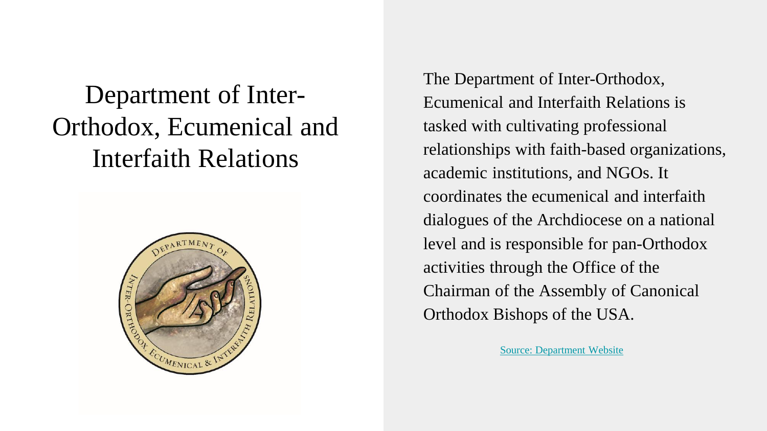# Department of Inter-Orthodox, Ecumenical and Interfaith Relations

The Department of Inter-Orthodox, Ecumenical and Interfaith Relations is tasked with cultivating professional relationships with faith-based organizations, academic institutions, and NGOs. It coordinates the ecumenical and interfaith dialogues of the Archdiocese on a national level and is responsible for pan-Orthodox activities through the Office of the Chairman of the Assembly of Canonical Orthodox Bishops of the USA.

Source: Department Website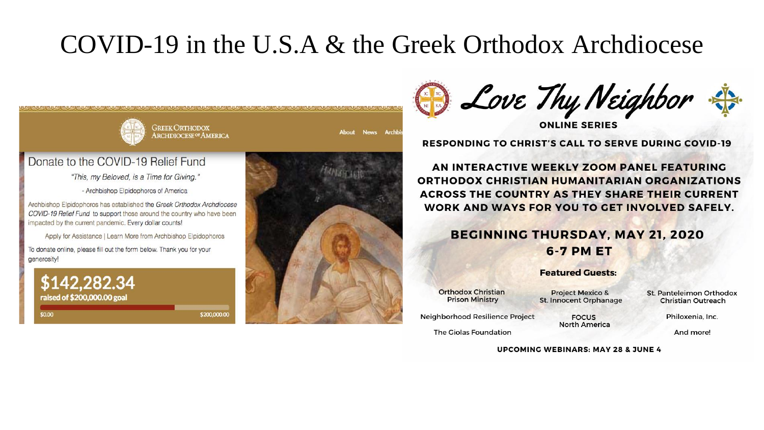# COVID-19 in the U.S.A & the Greek Orthodox Archdiocese

GREEK ORTHODOX ARCHDIOCESE OF AMERICA

About News Archbis

## Donate to the COVID-19 Relief Fund

*"This, my Beloved, is a Time for Giving."*

- Archbishop Elpidophoros of America

Archbishop Elpidophoros has established the *Greek Orthodox Archdiocese COVID-19 Relief Fund* to support those around the country who have been impacted by the current pandemic. Every dollar counts!

Apply for Assistance | Learn More from Archbishop Elpidophoros

To donate online, please fill out the form below. Thank you for your generosity!

**$142,282.34**

**raised of $200,000.00 goal**

$0.00 $200,000.00

## *Love Thy Neighbor*

**ONLINE SERIES**

**RESPONDING TO CHRIST'S CALL TO SERVE DURING COVID-19**

**AN INTERACTIVE WEEKLY ZOOM PANEL FEATURING ORTHODOX CHRISTIAN HUMANITARIAN ORGANIZATIONS ACROSS THE COUNTRY AS THEY SHARE THEIR CURRENT WORK AND WAYS FOR YOU TO GET INVOLVED SAFELY.**

**BEGINNING THURSDAY, MAY 21, 2020**

**6-7 PM ET**

**Featured Guests:**

- Orthodox Christian Prison Ministry
- Project Mexico & St. Innocent Orphanage
- St. Panteleimon Orthodox Christian Outreach
- Neighborhood Resilience Project
- FOCUS North America
- Philoxenia, Inc.
- The Giolas Foundation
- And more!

**UPCOMING WEBINARS: MAY 28 & JUNE 4**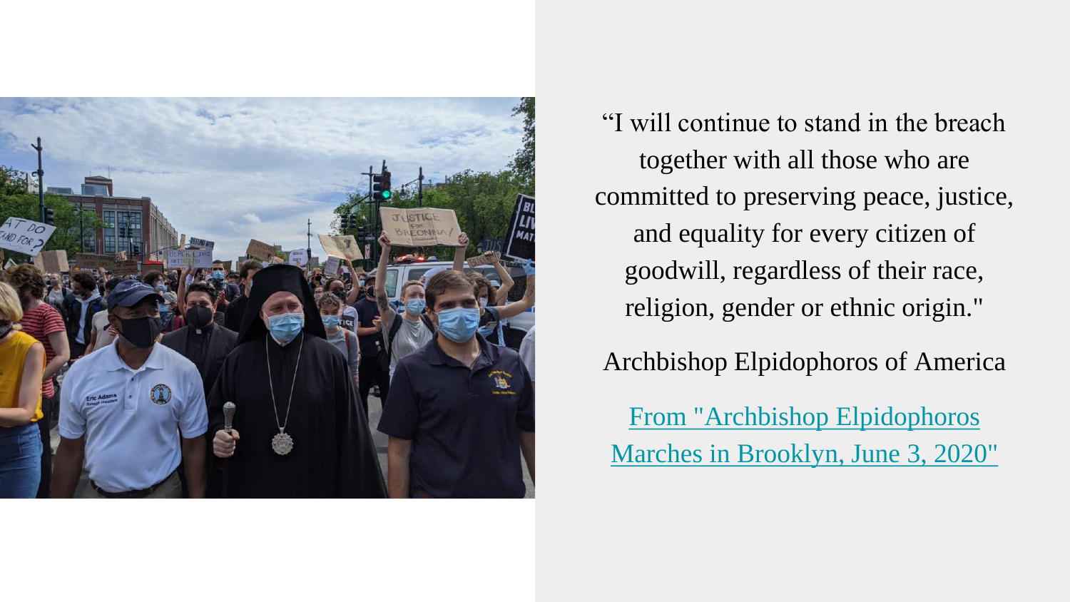"I will continue to stand in the breach together with all those who are committed to preserving peace, justice, and equality for every citizen of goodwill, regardless of their race, religion, gender or ethnic origin."

Archbishop Elpidophoros of America

From "Archbishop Elpidophoros Marches in Brooklyn, June 3, 2020"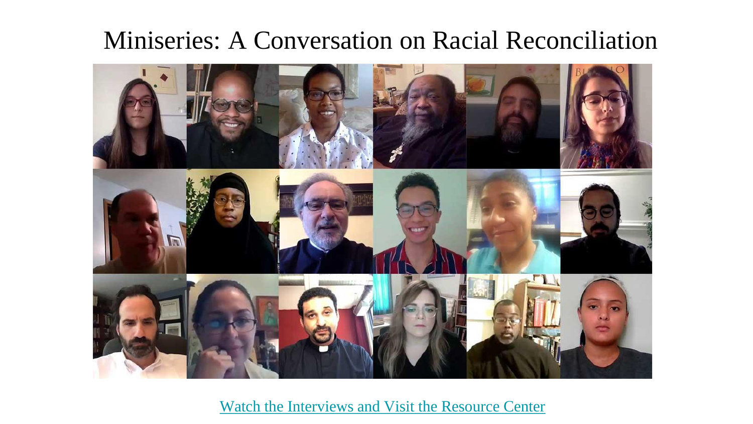# Miniseries: A Conversation on Racial Reconciliation

Watch the Interviews and Visit the Resource Center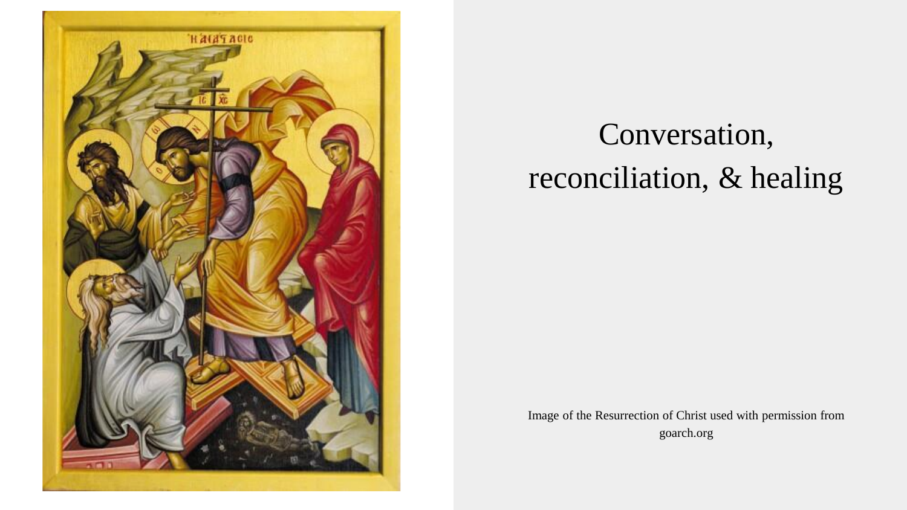# Conversation, reconciliation, & healing

Image of the Resurrection of Christ used with permission from goarch.org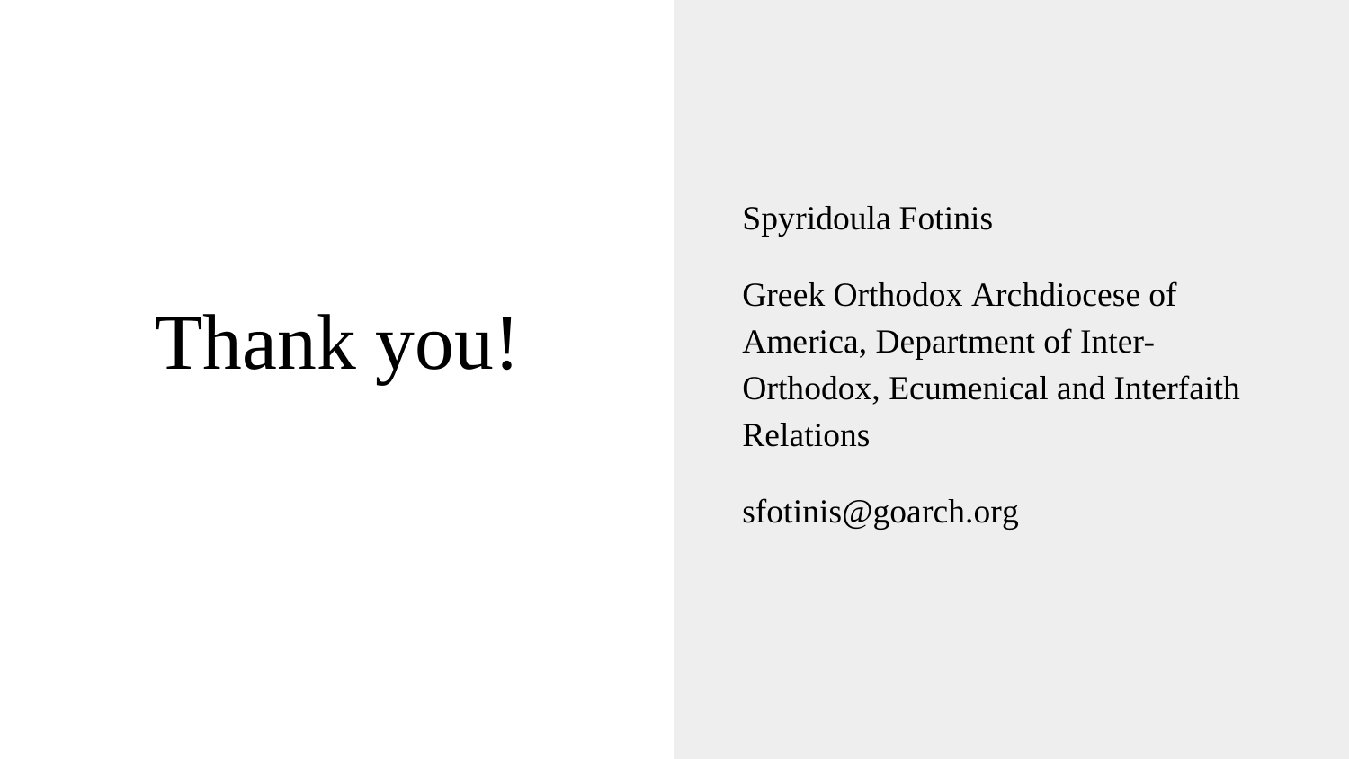# Thank you!

Spyridoula Fotinis

Greek Orthodox Archdiocese of America, Department of Inter-Orthodox, Ecumenical and Interfaith Relations

sfotinis@goarch.org